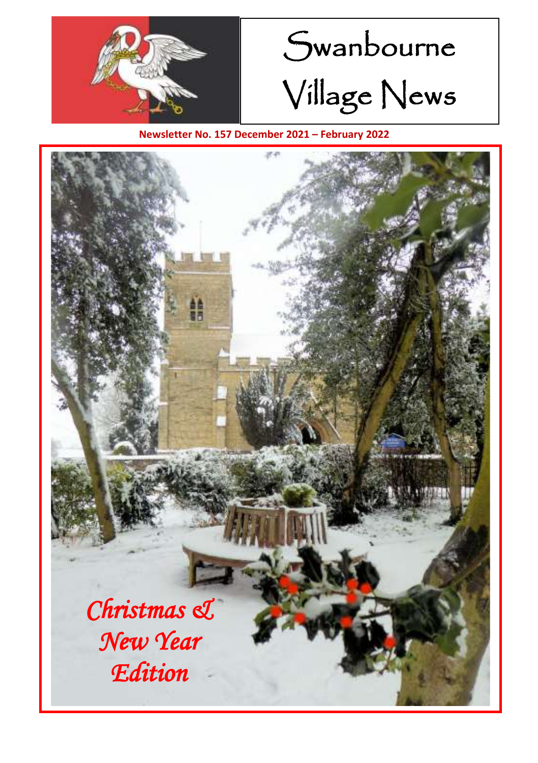# Swanbourne Village News

**Newsletter No. 157 December 2021 – February 2022**

*Christmas & New Year Edition*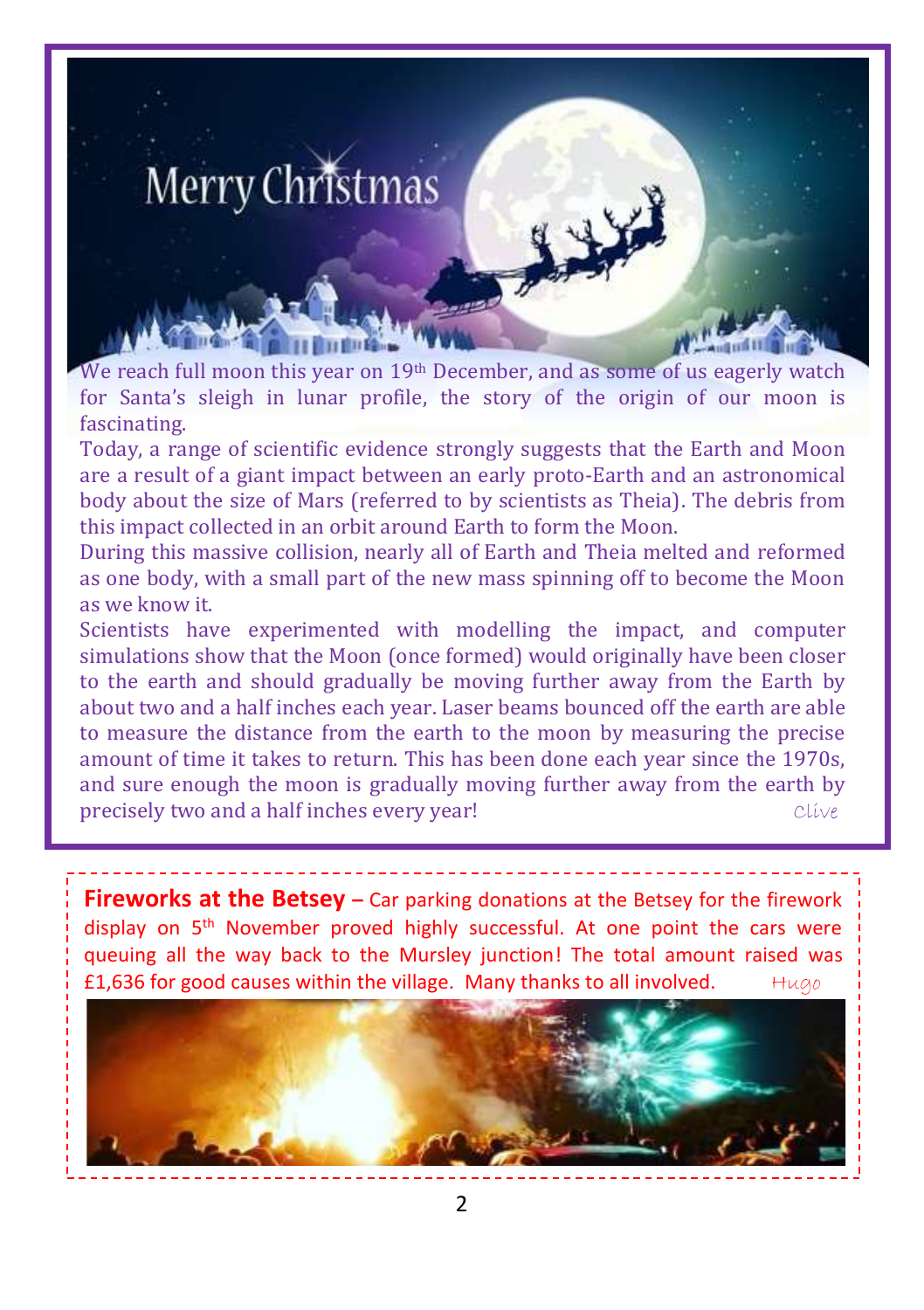# Merry Christmas

We reach full moon this year on 19th December, and as some of us eagerly watch for Santa's sleigh in lunar profile, the story of the origin of our moon is fascinating.

Today, a range of scientific evidence strongly suggests that the Earth and Moon are a result of a giant impact between an early proto-Earth and an astronomical body about the size of Mars (referred to by scientists as Theia). The debris from this impact collected in an orbit around Earth to form the Moon.

During this massive collision, nearly all of Earth and Theia melted and reformed as one body, with a small part of the new mass spinning off to become the Moon as we know it.

Scientists have experimented with modelling the impact, and computer simulations show that the Moon (once formed) would originally have been closer to the earth and should gradually be moving further away from the Earth by about two and a half inches each year. Laser beams bounced off the earth are able to measure the distance from the earth to the moon by measuring the precise amount of time it takes to return. This has been done each year since the 1970s, and sure enough the moon is gradually moving further away from the earth by precisely two and a half inches every year!

*Clive*

**Fireworks at the Betsey –** Car parking donations at the Betsey for the firework display on 5th November proved highly successful. At one point the cars were queuing all the way back to the Mursley junction! The total amount raised was £1,636 for good causes within the village. Many thanks to all involved.

*Hugo*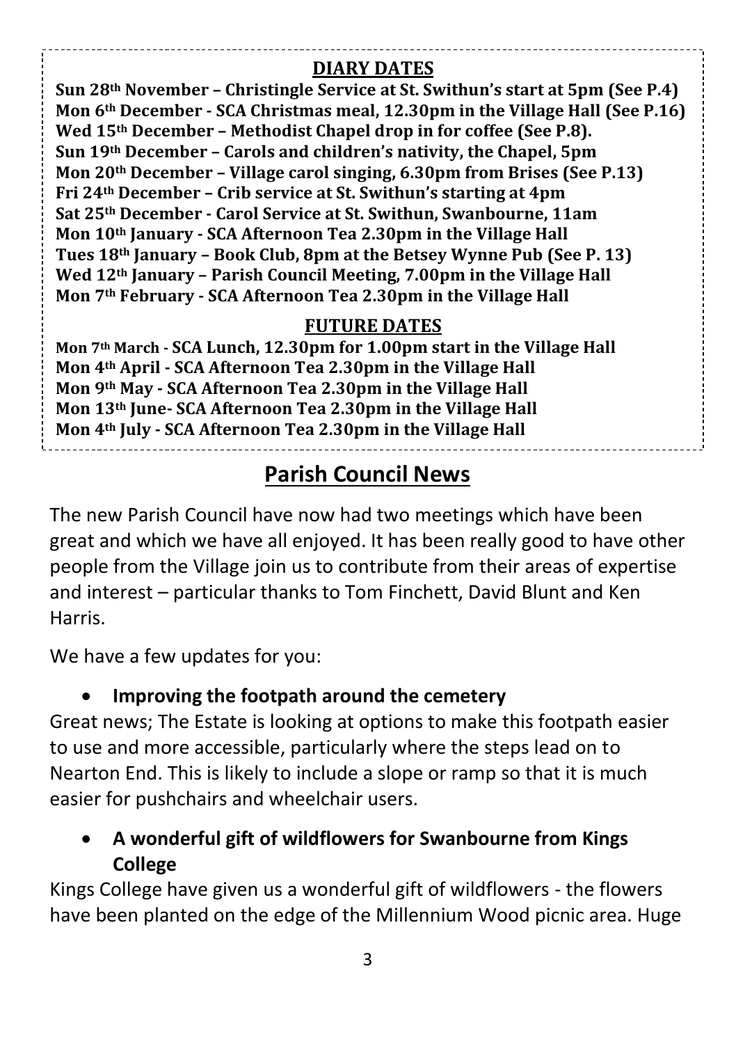## DIARY DATES

**Sun 28th November – Christingle Service at St. Swithun's start at 5pm (See P.4)**
**Mon 6th December - SCA Christmas meal, 12.30pm in the Village Hall (See P.16)**
**Wed 15th December – Methodist Chapel drop in for coffee (See P.8).**
**Sun 19th December – Carols and children's nativity, the Chapel, 5pm**
**Mon 20th December – Village carol singing, 6.30pm from Brises (See P.13)**
**Fri 24th December – Crib service at St. Swithun's starting at 4pm**
**Sat 25th December - Carol Service at St. Swithun, Swanbourne, 11am**
**Mon 10th January - SCA Afternoon Tea 2.30pm in the Village Hall**
**Tues 18th January – Book Club, 8pm at the Betsey Wynne Pub (See P. 13)**
**Wed 12th January – Parish Council Meeting, 7.00pm in the Village Hall**
**Mon 7th February - SCA Afternoon Tea 2.30pm in the Village Hall**

## FUTURE DATES

**Mon 7th March - SCA Lunch, 12.30pm for 1.00pm start in the Village Hall**
**Mon 4th April - SCA Afternoon Tea 2.30pm in the Village Hall**
**Mon 9th May - SCA Afternoon Tea 2.30pm in the Village Hall**
**Mon 13th June- SCA Afternoon Tea 2.30pm in the Village Hall**
**Mon 4th July - SCA Afternoon Tea 2.30pm in the Village Hall**

# Parish Council News

The new Parish Council have now had two meetings which have been great and which we have all enjoyed. It has been really good to have other people from the Village join us to contribute from their areas of expertise and interest – particular thanks to Tom Finchett, David Blunt and Ken Harris.

We have a few updates for you:

- **Improving the footpath around the cemetery**

Great news; The Estate is looking at options to make this footpath easier to use and more accessible, particularly where the steps lead on to Nearton End. This is likely to include a slope or ramp so that it is much easier for pushchairs and wheelchair users.

- **A wonderful gift of wildflowers for Swanbourne from Kings College**

Kings College have given us a wonderful gift of wildflowers - the flowers have been planted on the edge of the Millennium Wood picnic area. Huge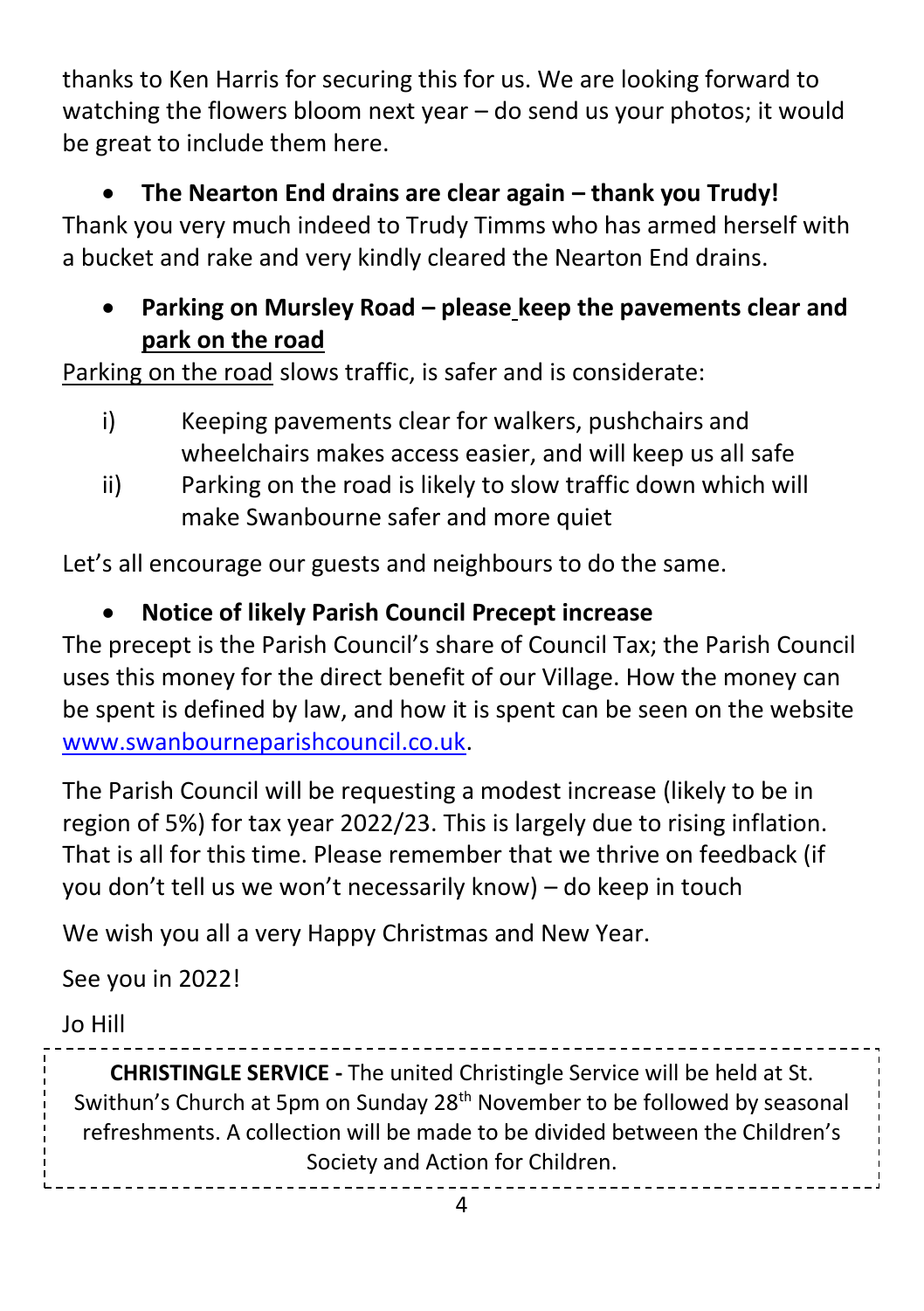thanks to Ken Harris for securing this for us. We are looking forward to watching the flowers bloom next year – do send us your photos; it would be great to include them here.

- **The Nearton End drains are clear again – thank you Trudy!**

Thank you very much indeed to Trudy Timms who has armed herself with a bucket and rake and very kindly cleared the Nearton End drains.

- **Parking on Mursley Road – please keep the pavements clear and <u>park on the road</u>**

<u>Parking on the road</u> slows traffic, is safer and is considerate:

i) Keeping pavements clear for walkers, pushchairs and wheelchairs makes access easier, and will keep us all safe

ii) Parking on the road is likely to slow traffic down which will make Swanbourne safer and more quiet

Let's all encourage our guests and neighbours to do the same.

- **Notice of likely Parish Council Precept increase**

The precept is the Parish Council's share of Council Tax; the Parish Council uses this money for the direct benefit of our Village. How the money can be spent is defined by law, and how it is spent can be seen on the website [www.swanbourneparishcouncil.co.uk](http://www.swanbourneparishcouncil.co.uk).

The Parish Council will be requesting a modest increase (likely to be in region of 5%) for tax year 2022/23. This is largely due to rising inflation. That is all for this time. Please remember that we thrive on feedback (if you don't tell us we won't necessarily know) – do keep in touch

We wish you all a very Happy Christmas and New Year.

See you in 2022!

Jo Hill

---

**CHRISTINGLE SERVICE -** The united Christingle Service will be held at St. Swithun's Church at 5pm on Sunday 28th November to be followed by seasonal refreshments. A collection will be made to be divided between the Children's Society and Action for Children.

---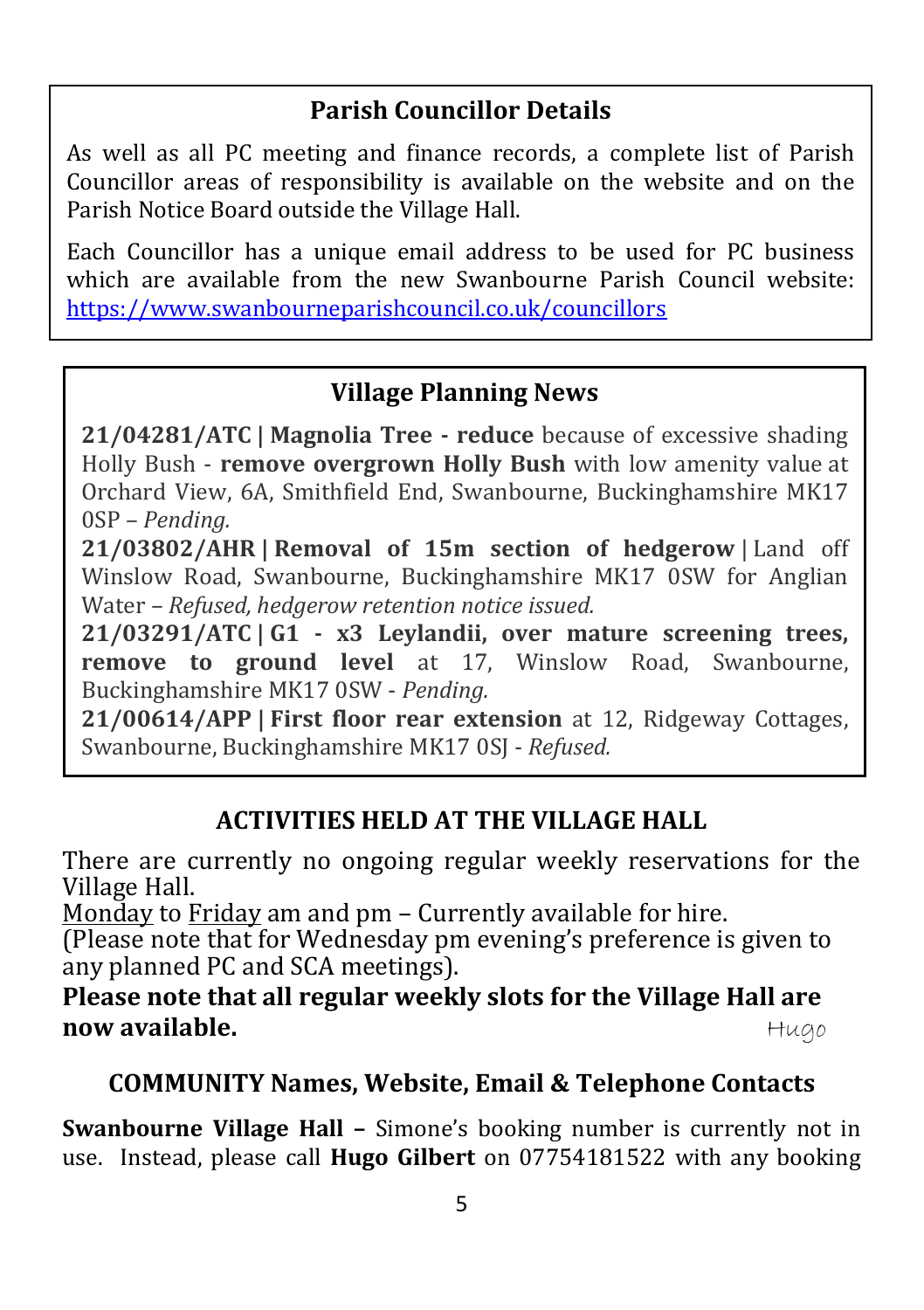## Parish Councillor Details

As well as all PC meeting and finance records, a complete list of Parish Councillor areas of responsibility is available on the website and on the Parish Notice Board outside the Village Hall.

Each Councillor has a unique email address to be used for PC business which are available from the new Swanbourne Parish Council website: [https://www.swanbourneparishcouncil.co.uk/councillors](https://www.swanbourneparishcouncil.co.uk/councillors)

## Village Planning News

**21/04281/ATC | Magnolia Tree - reduce** because of excessive shading Holly Bush - **remove overgrown Holly Bush** with low amenity value at Orchard View, 6A, Smithfield End, Swanbourne, Buckinghamshire MK17 0SP – *Pending.*

**21/03802/AHR | Removal of 15m section of hedgerow** | Land off Winslow Road, Swanbourne, Buckinghamshire MK17 0SW for Anglian Water – *Refused, hedgerow retention notice issued.*

**21/03291/ATC | G1 - x3 Leylandii, over mature screening trees, remove to ground level** at 17, Winslow Road, Swanbourne, Buckinghamshire MK17 0SW - *Pending.*

**21/00614/APP | First floor rear extension** at 12, Ridgeway Cottages, Swanbourne, Buckinghamshire MK17 0SJ - *Refused.*

## ACTIVITIES HELD AT THE VILLAGE HALL

There are currently no ongoing regular weekly reservations for the Village Hall.

Monday to Friday am and pm – Currently available for hire.

(Please note that for Wednesday pm evening's preference is given to any planned PC and SCA meetings).

**Please note that all regular weekly slots for the Village Hall are now available.**

Hugo

## COMMUNITY Names, Website, Email & Telephone Contacts

**Swanbourne Village Hall –** Simone's booking number is currently not in use. Instead, please call **Hugo Gilbert** on 07754181522 with any booking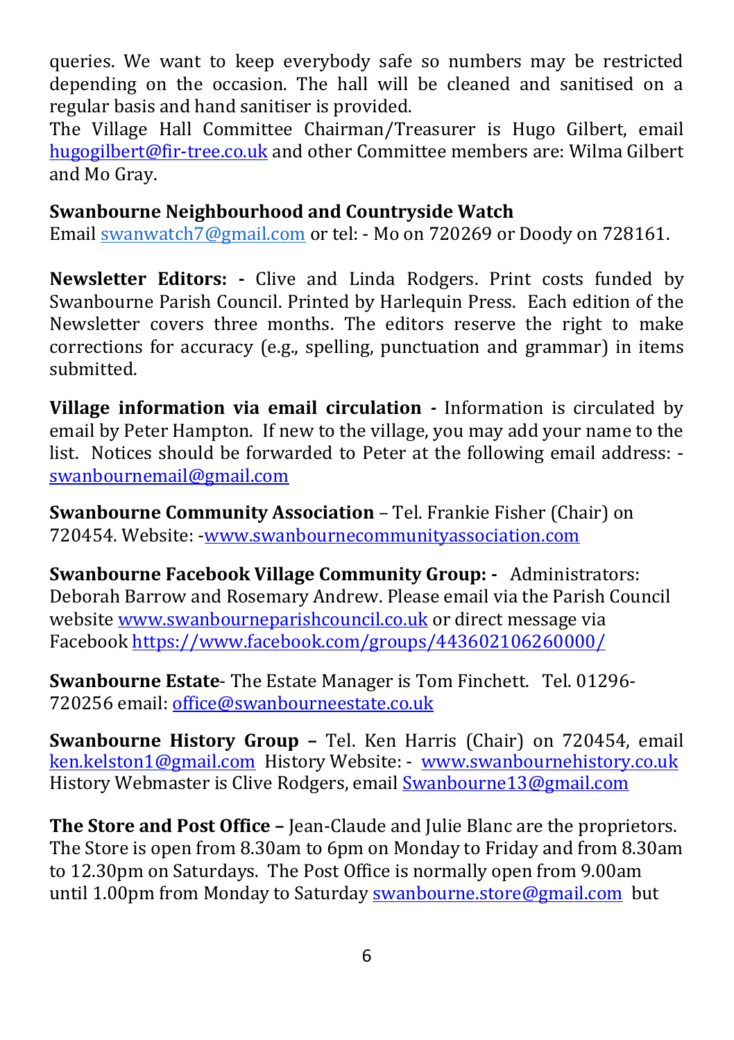queries. We want to keep everybody safe so numbers may be restricted depending on the occasion. The hall will be cleaned and sanitised on a regular basis and hand sanitiser is provided.

The Village Hall Committee Chairman/Treasurer is Hugo Gilbert, email hugogilbert@fir-tree.co.uk and other Committee members are: Wilma Gilbert and Mo Gray.

**Swanbourne Neighbourhood and Countryside Watch**
Email swanwatch7@gmail.com or tel: - Mo on 720269 or Doody on 728161.

**Newsletter Editors: -** Clive and Linda Rodgers. Print costs funded by Swanbourne Parish Council. Printed by Harlequin Press. Each edition of the Newsletter covers three months. The editors reserve the right to make corrections for accuracy (e.g., spelling, punctuation and grammar) in items submitted.

**Village information via email circulation -** Information is circulated by email by Peter Hampton. If new to the village, you may add your name to the list. Notices should be forwarded to Peter at the following email address: - swanbournemail@gmail.com

**Swanbourne Community Association** – Tel. Frankie Fisher (Chair) on 720454. Website: -www.swanbournecommunityassociation.com

**Swanbourne Facebook Village Community Group: -** Administrators: Deborah Barrow and Rosemary Andrew. Please email via the Parish Council website www.swanbourneparishcouncil.co.uk or direct message via Facebook https://www.facebook.com/groups/443602106260000/

**Swanbourne Estate**- The Estate Manager is Tom Finchett. Tel. 01296-720256 email: office@swanbourneestate.co.uk

**Swanbourne History Group –** Tel. Ken Harris (Chair) on 720454, email ken.kelston1@gmail.com History Website: - www.swanbournehistory.co.uk History Webmaster is Clive Rodgers, email Swanbourne13@gmail.com

**The Store and Post Office –** Jean-Claude and Julie Blanc are the proprietors. The Store is open from 8.30am to 6pm on Monday to Friday and from 8.30am to 12.30pm on Saturdays. The Post Office is normally open from 9.00am until 1.00pm from Monday to Saturday swanbourne.store@gmail.com but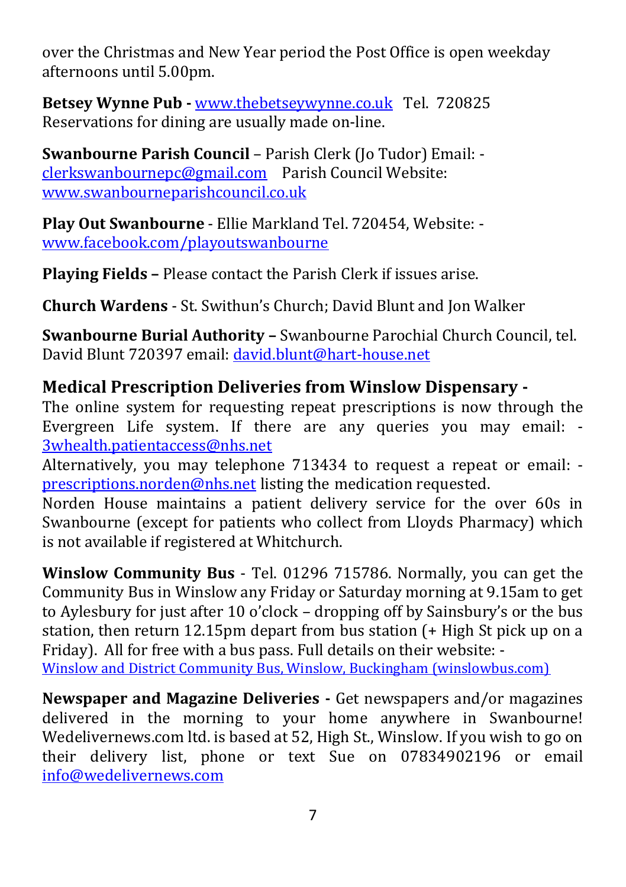over the Christmas and New Year period the Post Office is open weekday afternoons until 5.00pm.

**Betsey Wynne Pub -** www.thebetseywynne.co.uk Tel. 720825
Reservations for dining are usually made on-line.

**Swanbourne Parish Council** – Parish Clerk (Jo Tudor) Email: - clerkswanbournepc@gmail.com Parish Council Website: www.swanbourneparishcouncil.co.uk

**Play Out Swanbourne** - Ellie Markland Tel. 720454, Website: - www.facebook.com/playoutswanbourne

**Playing Fields –** Please contact the Parish Clerk if issues arise.

**Church Wardens** - St. Swithun's Church; David Blunt and Jon Walker

**Swanbourne Burial Authority –** Swanbourne Parochial Church Council, tel. David Blunt 720397 email: david.blunt@hart-house.net

**Medical Prescription Deliveries from Winslow Dispensary -**

The online system for requesting repeat prescriptions is now through the Evergreen Life system. If there are any queries you may email: - 3whealth.patientaccess@nhs.net

Alternatively, you may telephone 713434 to request a repeat or email: - prescriptions.norden@nhs.net listing the medication requested.

Norden House maintains a patient delivery service for the over 60s in Swanbourne (except for patients who collect from Lloyds Pharmacy) which is not available if registered at Whitchurch.

**Winslow Community Bus** - Tel. 01296 715786. Normally, you can get the Community Bus in Winslow any Friday or Saturday morning at 9.15am to get to Aylesbury for just after 10 o'clock – dropping off by Sainsbury's or the bus station, then return 12.15pm depart from bus station (+ High St pick up on a Friday). All for free with a bus pass. Full details on their website: - Winslow and District Community Bus, Winslow, Buckingham (winslowbus.com)

**Newspaper and Magazine Deliveries -** Get newspapers and/or magazines delivered in the morning to your home anywhere in Swanbourne! Wedelivernews.com ltd. is based at 52, High St., Winslow. If you wish to go on their delivery list, phone or text Sue on 07834902196 or email info@wedelivernews.com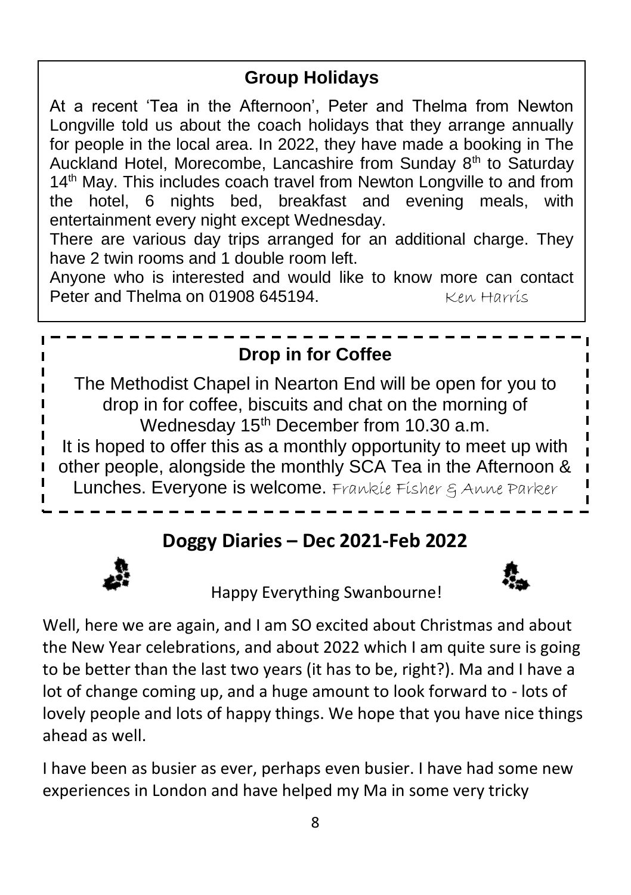## Group Holidays

At a recent 'Tea in the Afternoon', Peter and Thelma from Newton Longville told us about the coach holidays that they arrange annually for people in the local area. In 2022, they have made a booking in The Auckland Hotel, Morecombe, Lancashire from Sunday 8th to Saturday 14th May. This includes coach travel from Newton Longville to and from the hotel, 6 nights bed, breakfast and evening meals, with entertainment every night except Wednesday.

There are various day trips arranged for an additional charge. They have 2 twin rooms and 1 double room left.

Anyone who is interested and would like to know more can contact Peter and Thelma on 01908 645194. *Ken Harris*

## Drop in for Coffee

The Methodist Chapel in Nearton End will be open for you to drop in for coffee, biscuits and chat on the morning of Wednesday 15th December from 10.30 a.m.

It is hoped to offer this as a monthly opportunity to meet up with other people, alongside the monthly SCA Tea in the Afternoon & Lunches. Everyone is welcome. *Frankie Fisher & Anne Parker*

## Doggy Diaries – Dec 2021-Feb 2022

Happy Everything Swanbourne!

Well, here we are again, and I am SO excited about Christmas and about the New Year celebrations, and about 2022 which I am quite sure is going to be better than the last two years (it has to be, right?). Ma and I have a lot of change coming up, and a huge amount to look forward to - lots of lovely people and lots of happy things. We hope that you have nice things ahead as well.

I have been as busier as ever, perhaps even busier. I have had some new experiences in London and have helped my Ma in some very tricky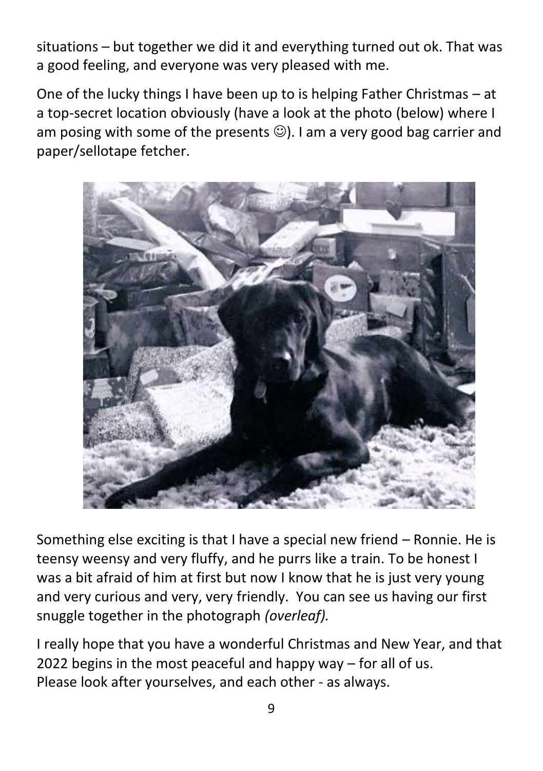situations – but together we did it and everything turned out ok. That was a good feeling, and everyone was very pleased with me.

One of the lucky things I have been up to is helping Father Christmas – at a top-secret location obviously (have a look at the photo (below) where I am posing with some of the presents ☺). I am a very good bag carrier and paper/sellotape fetcher.

Something else exciting is that I have a special new friend – Ronnie. He is teensy weensy and very fluffy, and he purrs like a train. To be honest I was a bit afraid of him at first but now I know that he is just very young and very curious and very, very friendly. You can see us having our first snuggle together in the photograph *(overleaf).*

I really hope that you have a wonderful Christmas and New Year, and that 2022 begins in the most peaceful and happy way – for all of us.
Please look after yourselves, and each other - as always.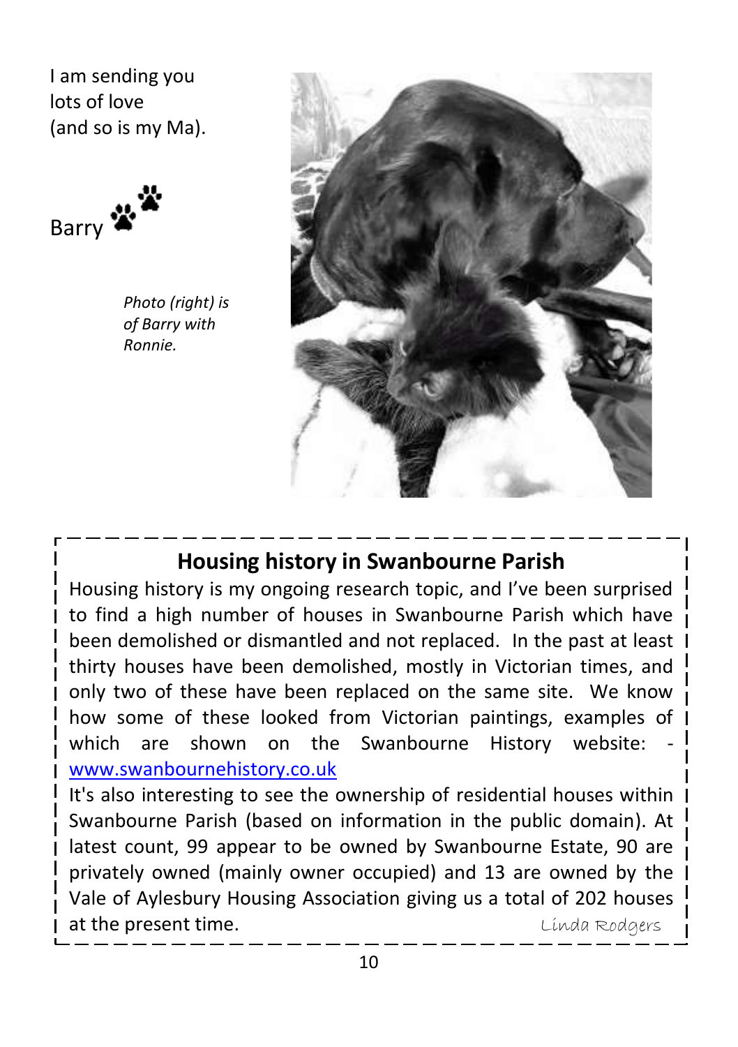I am sending you lots of love (and so is my Ma).

Barry 🐾

*Photo (right) is of Barry with Ronnie.*

## Housing history in Swanbourne Parish

Housing history is my ongoing research topic, and I've been surprised to find a high number of houses in Swanbourne Parish which have been demolished or dismantled and not replaced. In the past at least thirty houses have been demolished, mostly in Victorian times, and only two of these have been replaced on the same site. We know how some of these looked from Victorian paintings, examples of which are shown on the Swanbourne History website: - [www.swanbournehistory.co.uk](http://www.swanbournehistory.co.uk)

It's also interesting to see the ownership of residential houses within Swanbourne Parish (based on information in the public domain). At latest count, 99 appear to be owned by Swanbourne Estate, 90 are privately owned (mainly owner occupied) and 13 are owned by the Vale of Aylesbury Housing Association giving us a total of 202 houses at the present time.

*Linda Rodgers*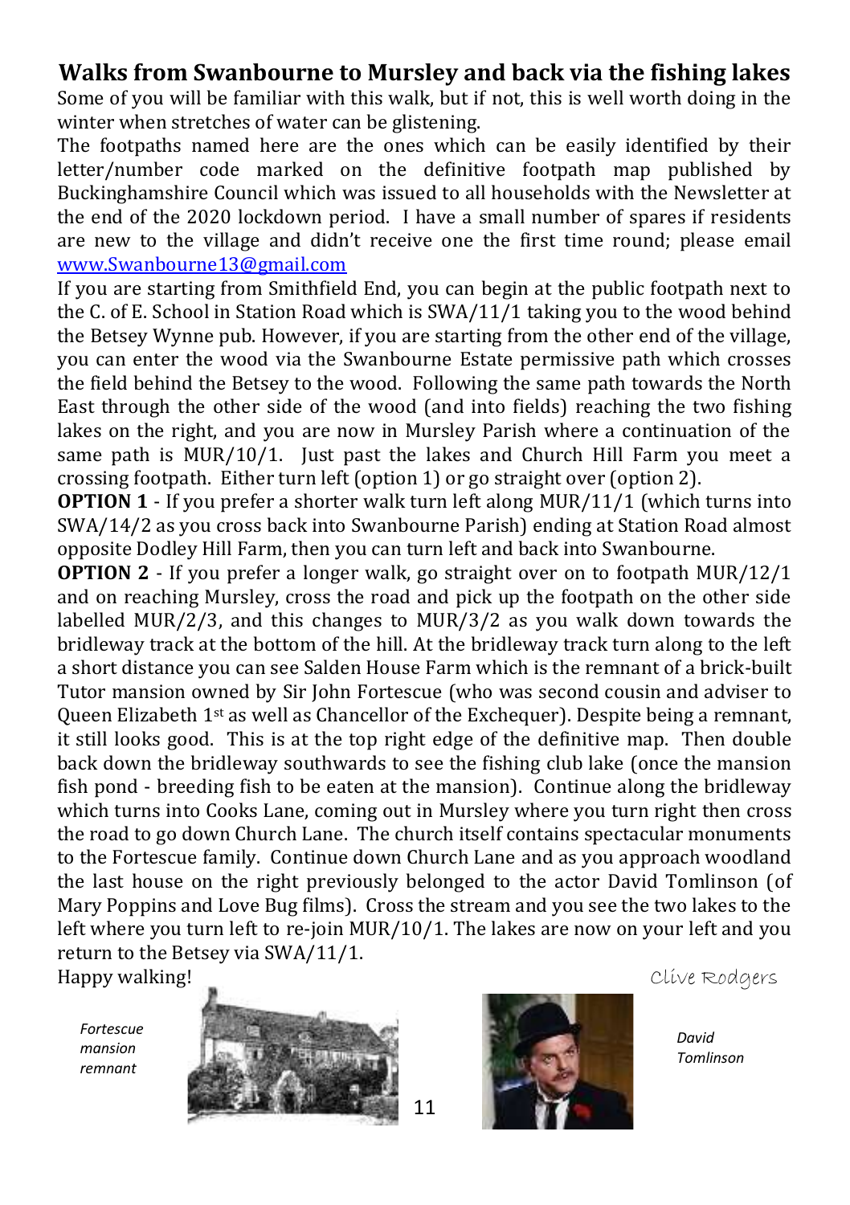## Walks from Swanbourne to Mursley and back via the fishing lakes

Some of you will be familiar with this walk, but if not, this is well worth doing in the winter when stretches of water can be glistening.

The footpaths named here are the ones which can be easily identified by their letter/number code marked on the definitive footpath map published by Buckinghamshire Council which was issued to all households with the Newsletter at the end of the 2020 lockdown period. I have a small number of spares if residents are new to the village and didn't receive one the first time round; please email www.Swanbourne13@gmail.com

If you are starting from Smithfield End, you can begin at the public footpath next to the C. of E. School in Station Road which is SWA/11/1 taking you to the wood behind the Betsey Wynne pub. However, if you are starting from the other end of the village, you can enter the wood via the Swanbourne Estate permissive path which crosses the field behind the Betsey to the wood. Following the same path towards the North East through the other side of the wood (and into fields) reaching the two fishing lakes on the right, and you are now in Mursley Parish where a continuation of the same path is MUR/10/1. Just past the lakes and Church Hill Farm you meet a crossing footpath. Either turn left (option 1) or go straight over (option 2).

**OPTION 1** - If you prefer a shorter walk turn left along MUR/11/1 (which turns into SWA/14/2 as you cross back into Swanbourne Parish) ending at Station Road almost opposite Dodley Hill Farm, then you can turn left and back into Swanbourne.

**OPTION 2** - If you prefer a longer walk, go straight over on to footpath MUR/12/1 and on reaching Mursley, cross the road and pick up the footpath on the other side labelled MUR/2/3, and this changes to MUR/3/2 as you walk down towards the bridleway track at the bottom of the hill. At the bridleway track turn along to the left a short distance you can see Salden House Farm which is the remnant of a brick-built Tutor mansion owned by Sir John Fortescue (who was second cousin and adviser to Queen Elizabeth 1st as well as Chancellor of the Exchequer). Despite being a remnant, it still looks good. This is at the top right edge of the definitive map. Then double back down the bridleway southwards to see the fishing club lake (once the mansion fish pond - breeding fish to be eaten at the mansion). Continue along the bridleway which turns into Cooks Lane, coming out in Mursley where you turn right then cross the road to go down Church Lane. The church itself contains spectacular monuments to the Fortescue family. Continue down Church Lane and as you approach woodland the last house on the right previously belonged to the actor David Tomlinson (of Mary Poppins and Love Bug films). Cross the stream and you see the two lakes to the left where you turn left to re-join MUR/10/1. The lakes are now on your left and you return to the Betsey via SWA/11/1.

Happy walking!

Clive Rodgers

*Fortescue mansion remnant*

*David Tomlinson*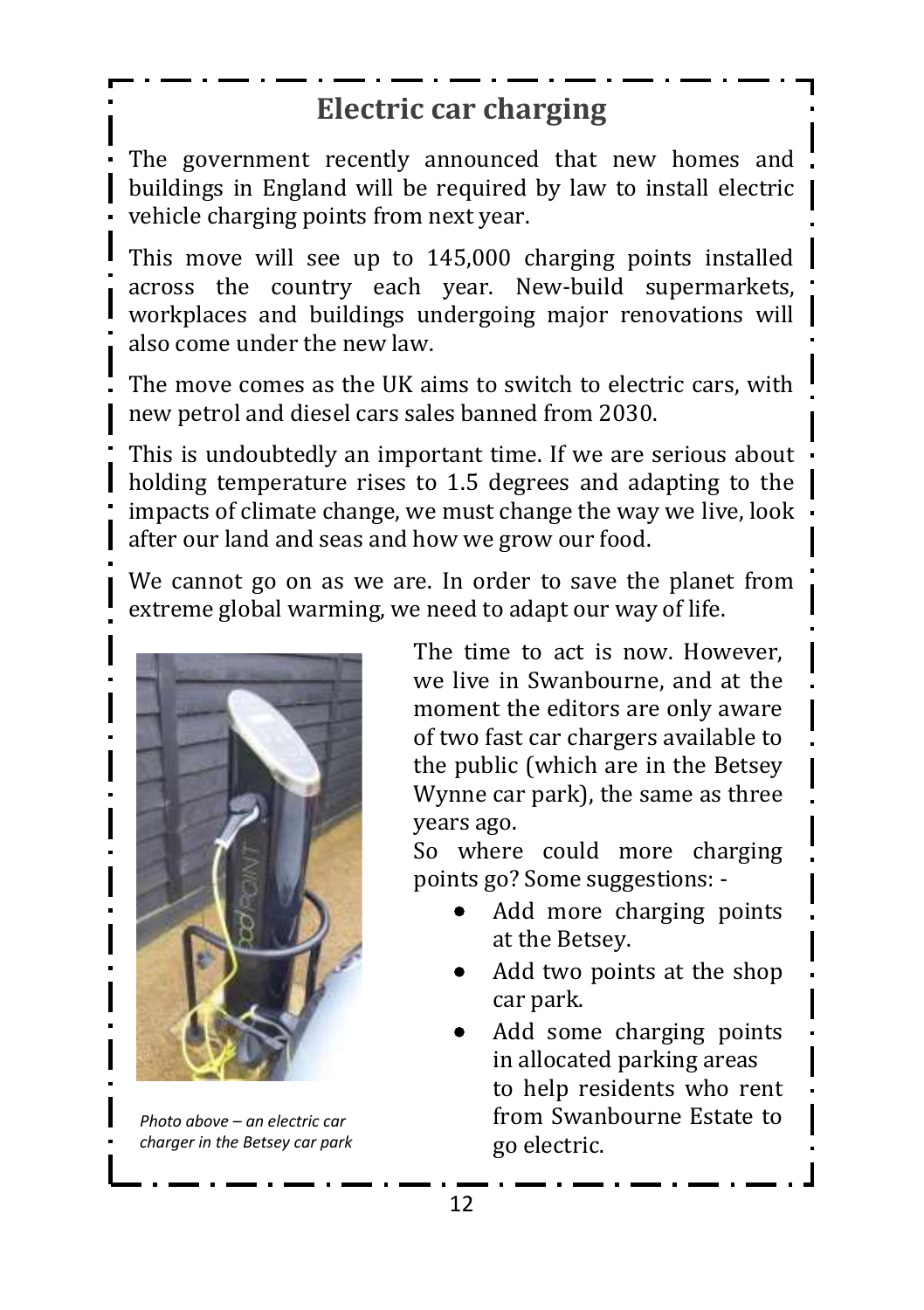## Electric car charging

The government recently announced that new homes and buildings in England will be required by law to install electric vehicle charging points from next year.

This move will see up to 145,000 charging points installed across the country each year. New-build supermarkets, workplaces and buildings undergoing major renovations will also come under the new law.

The move comes as the UK aims to switch to electric cars, with new petrol and diesel cars sales banned from 2030.

This is undoubtedly an important time. If we are serious about holding temperature rises to 1.5 degrees and adapting to the impacts of climate change, we must change the way we live, look after our land and seas and how we grow our food.

We cannot go on as we are. In order to save the planet from extreme global warming, we need to adapt our way of life.

*Photo above – an electric car charger in the Betsey car park*

The time to act is now. However, we live in Swanbourne, and at the moment the editors are only aware of two fast car chargers available to the public (which are in the Betsey Wynne car park), the same as three years ago.

So where could more charging points go? Some suggestions: -

- Add more charging points at the Betsey.
- Add two points at the shop car park.
- Add some charging points in allocated parking areas to help residents who rent from Swanbourne Estate to go electric.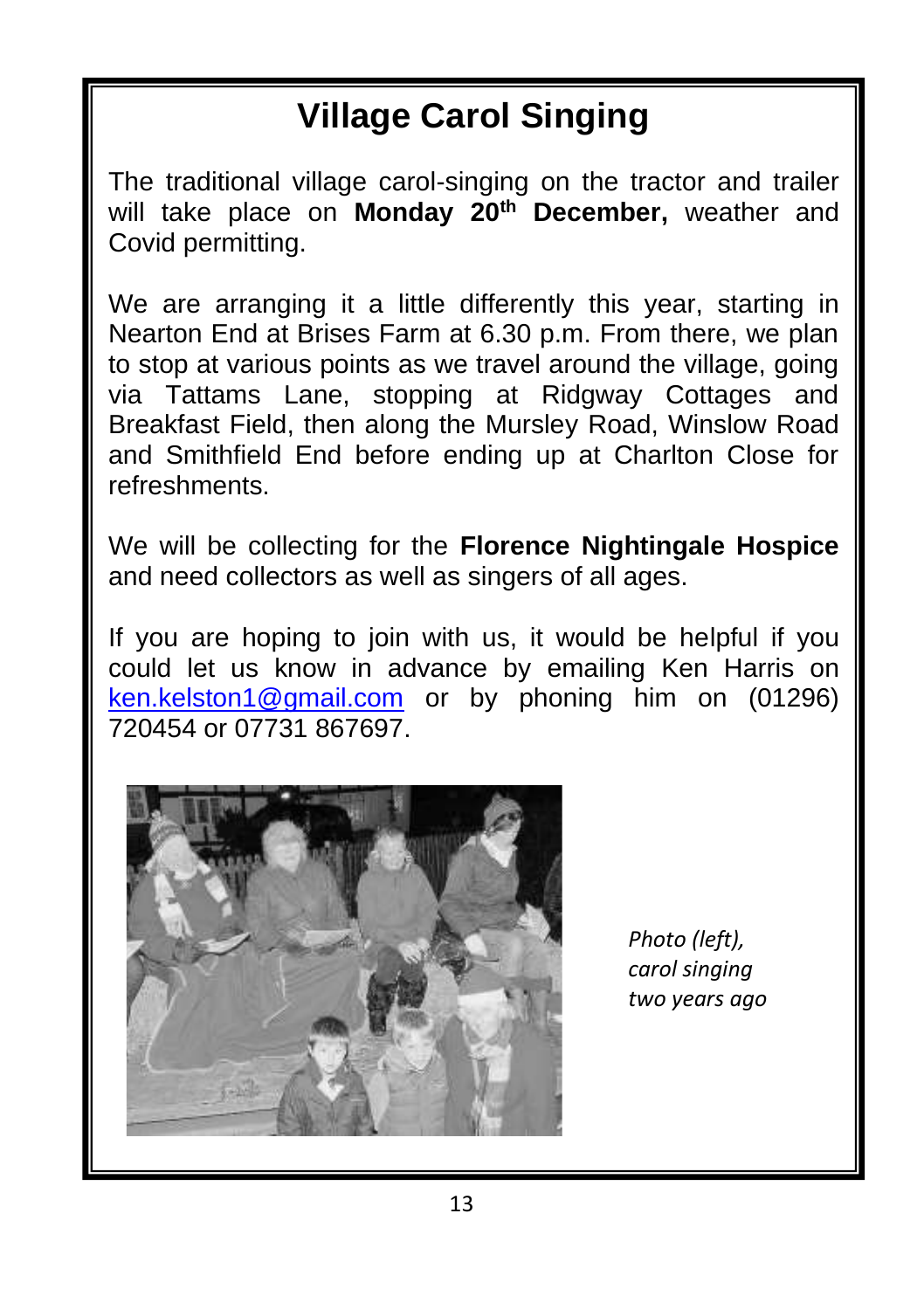# Village Carol Singing

The traditional village carol-singing on the tractor and trailer will take place on **Monday 20th December,** weather and Covid permitting.

We are arranging it a little differently this year, starting in Nearton End at Brises Farm at 6.30 p.m. From there, we plan to stop at various points as we travel around the village, going via Tattams Lane, stopping at Ridgway Cottages and Breakfast Field, then along the Mursley Road, Winslow Road and Smithfield End before ending up at Charlton Close for refreshments.

We will be collecting for the **Florence Nightingale Hospice** and need collectors as well as singers of all ages.

If you are hoping to join with us, it would be helpful if you could let us know in advance by emailing Ken Harris on ken.kelston1@gmail.com or by phoning him on (01296) 720454 or 07731 867697.

*Photo (left), carol singing two years ago*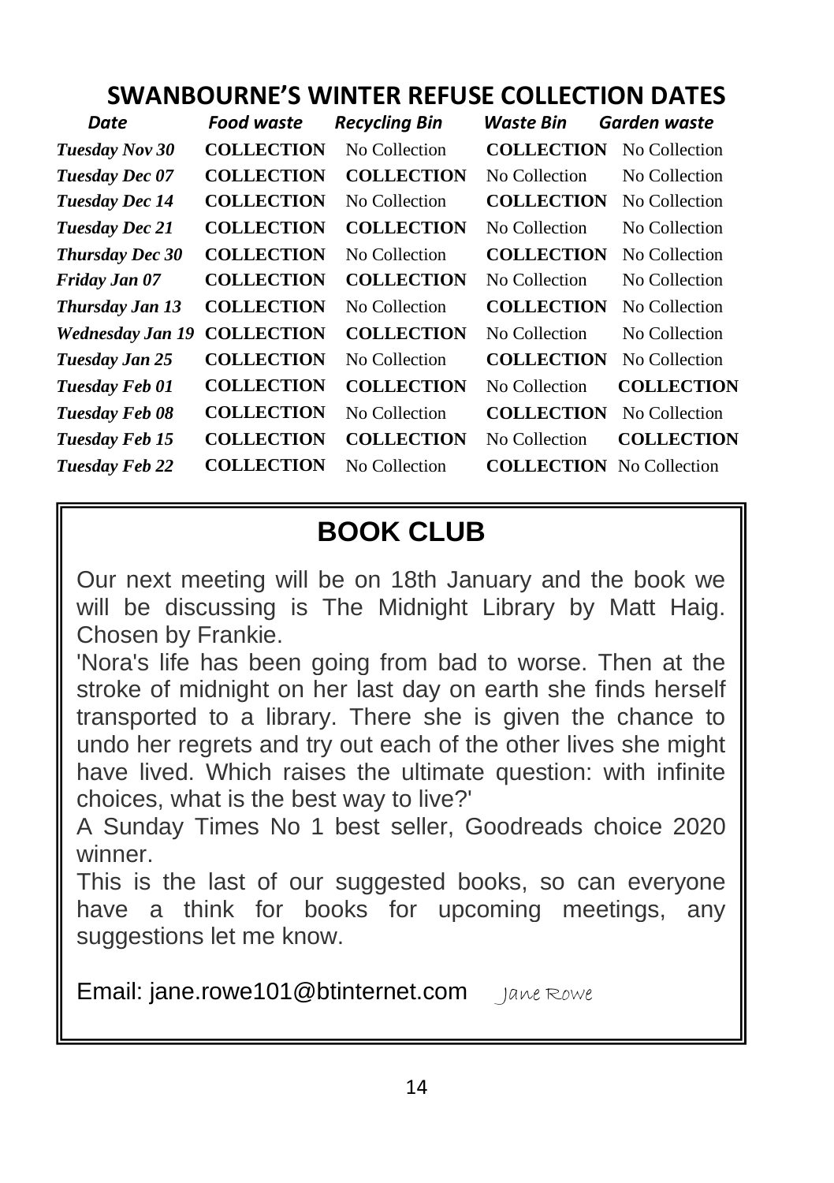## SWANBOURNE'S WINTER REFUSE COLLECTION DATES

| *Date* | *Food waste* | *Recycling Bin* | *Waste Bin* | *Garden waste* |
|---|---|---|---|---|
| *Tuesday Nov 30* | **COLLECTION** | No Collection | **COLLECTION** | No Collection |
| *Tuesday Dec 07* | **COLLECTION** | **COLLECTION** | No Collection | No Collection |
| *Tuesday Dec 14* | **COLLECTION** | No Collection | **COLLECTION** | No Collection |
| *Tuesday Dec 21* | **COLLECTION** | **COLLECTION** | No Collection | No Collection |
| *Thursday Dec 30* | **COLLECTION** | No Collection | **COLLECTION** | No Collection |
| *Friday Jan 07* | **COLLECTION** | **COLLECTION** | No Collection | No Collection |
| *Thursday Jan 13* | **COLLECTION** | No Collection | **COLLECTION** | No Collection |
| *Wednesday Jan 19* | **COLLECTION** | **COLLECTION** | No Collection | No Collection |
| *Tuesday Jan 25* | **COLLECTION** | No Collection | **COLLECTION** | No Collection |
| *Tuesday Feb 01* | **COLLECTION** | **COLLECTION** | No Collection | **COLLECTION** |
| *Tuesday Feb 08* | **COLLECTION** | No Collection | **COLLECTION** | No Collection |
| *Tuesday Feb 15* | **COLLECTION** | **COLLECTION** | No Collection | **COLLECTION** |
| *Tuesday Feb 22* | **COLLECTION** | No Collection | **COLLECTION** | No Collection |

## BOOK CLUB

Our next meeting will be on 18th January and the book we will be discussing is The Midnight Library by Matt Haig. Chosen by Frankie.

'Nora's life has been going from bad to worse. Then at the stroke of midnight on her last day on earth she finds herself transported to a library. There she is given the chance to undo her regrets and try out each of the other lives she might have lived. Which raises the ultimate question: with infinite choices, what is the best way to live?'

A Sunday Times No 1 best seller, Goodreads choice 2020 winner.

This is the last of our suggested books, so can everyone have a think for books for upcoming meetings, any suggestions let me know.

Email: jane.rowe101@btinternet.com Jane Rowe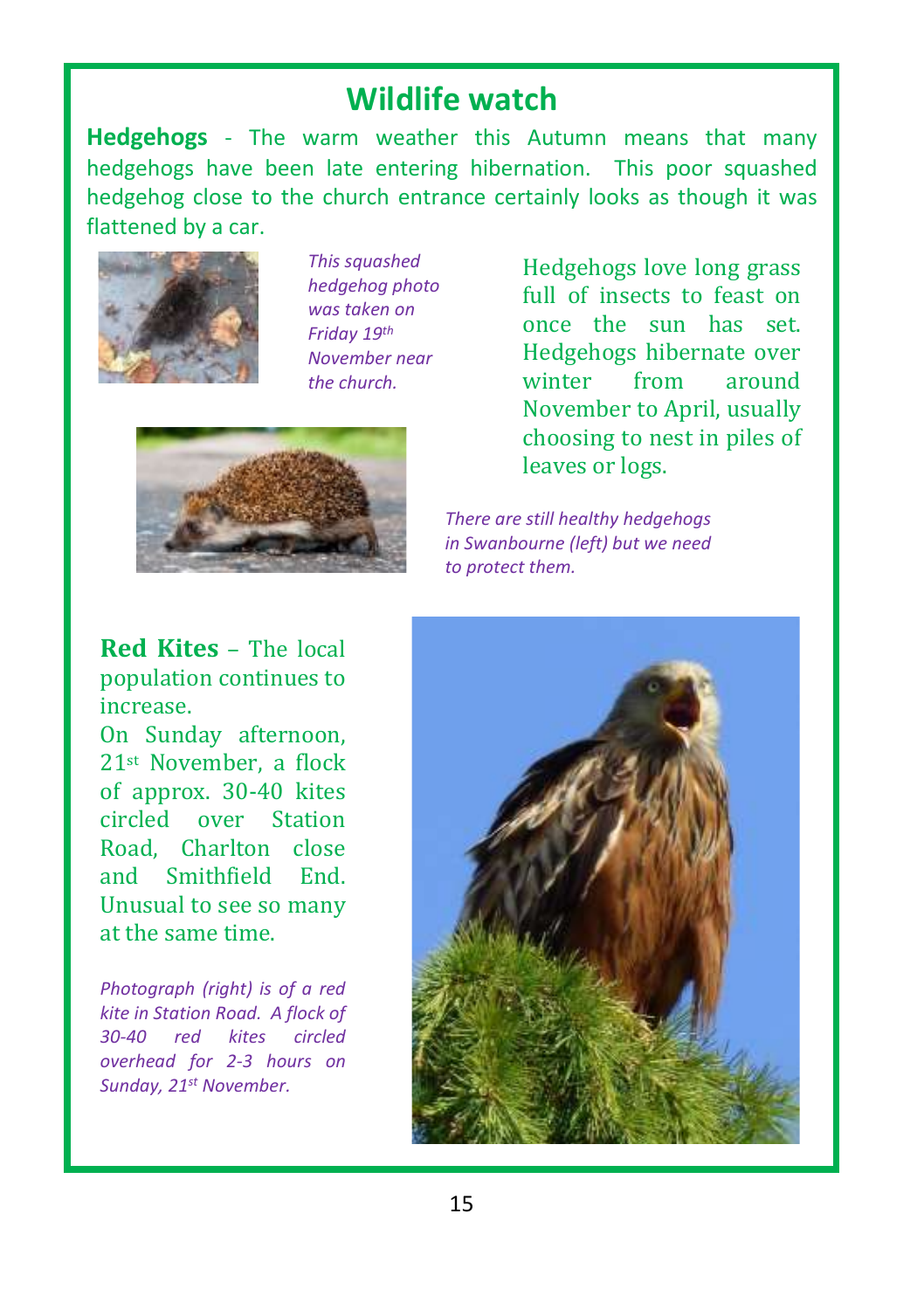# Wildlife watch

**Hedgehogs** - The warm weather this Autumn means that many hedgehogs have been late entering hibernation. This poor squashed hedgehog close to the church entrance certainly looks as though it was flattened by a car.

*This squashed hedgehog photo was taken on Friday 19th November near the church.*

Hedgehogs love long grass full of insects to feast on once the sun has set. Hedgehogs hibernate over winter from around November to April, usually choosing to nest in piles of leaves or logs.

*There are still healthy hedgehogs in Swanbourne (left) but we need to protect them.*

**Red Kites** – The local population continues to increase.

On Sunday afternoon, 21st November, a flock of approx. 30-40 kites circled over Station Road, Charlton close and Smithfield End. Unusual to see so many at the same time.

*Photograph (right) is of a red kite in Station Road. A flock of 30-40 red kites circled overhead for 2-3 hours on Sunday, 21st November.*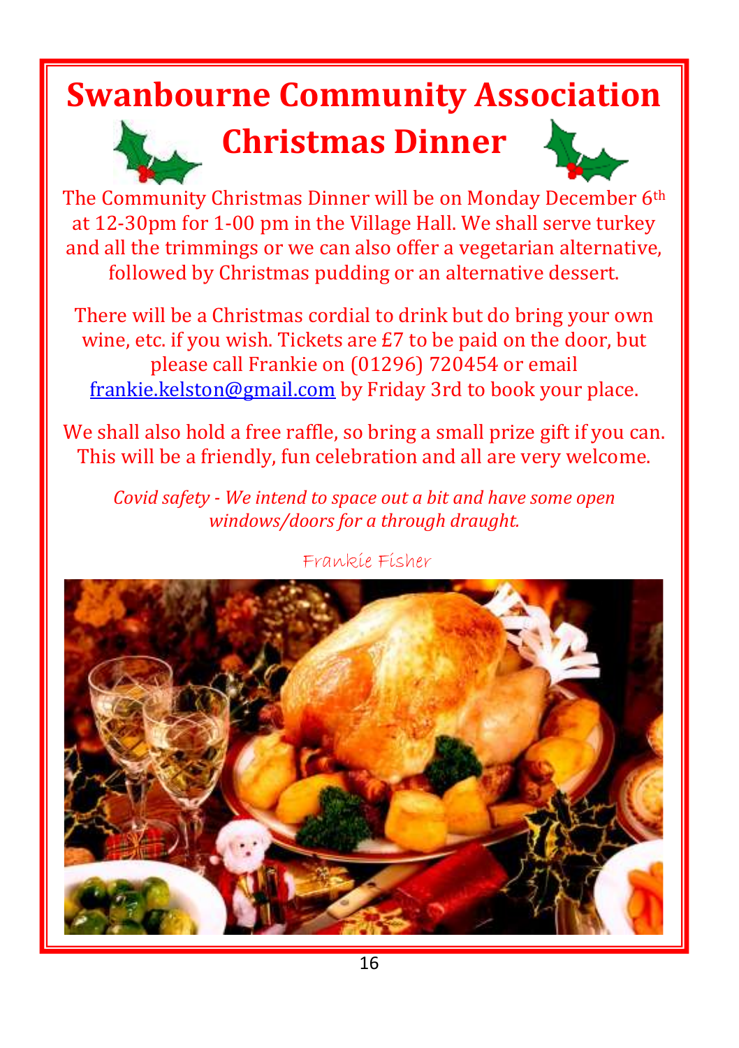# Swanbourne Community Association Christmas Dinner

The Community Christmas Dinner will be on Monday December 6th at 12-30pm for 1-00 pm in the Village Hall. We shall serve turkey and all the trimmings or we can also offer a vegetarian alternative, followed by Christmas pudding or an alternative dessert.

There will be a Christmas cordial to drink but do bring your own wine, etc. if you wish. Tickets are £7 to be paid on the door, but please call Frankie on (01296) 720454 or email frankie.kelston@gmail.com by Friday 3rd to book your place.

We shall also hold a free raffle, so bring a small prize gift if you can. This will be a friendly, fun celebration and all are very welcome.

*Covid safety - We intend to space out a bit and have some open windows/doors for a through draught.*

Frankie Fisher